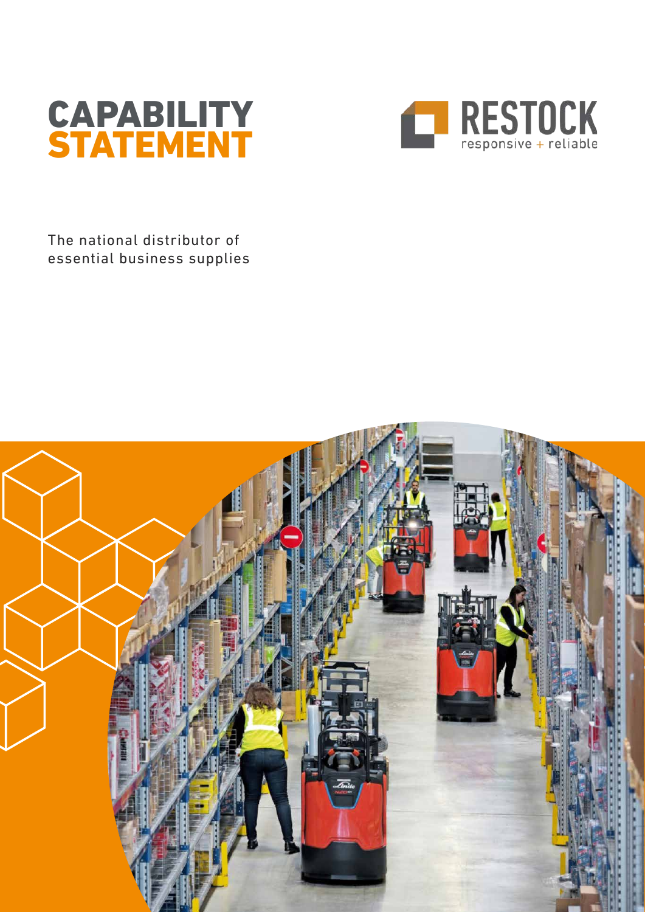# CAPABILITY STATEMENT

RESTOCK

responsive + reliable

The national distributor of essential business supplies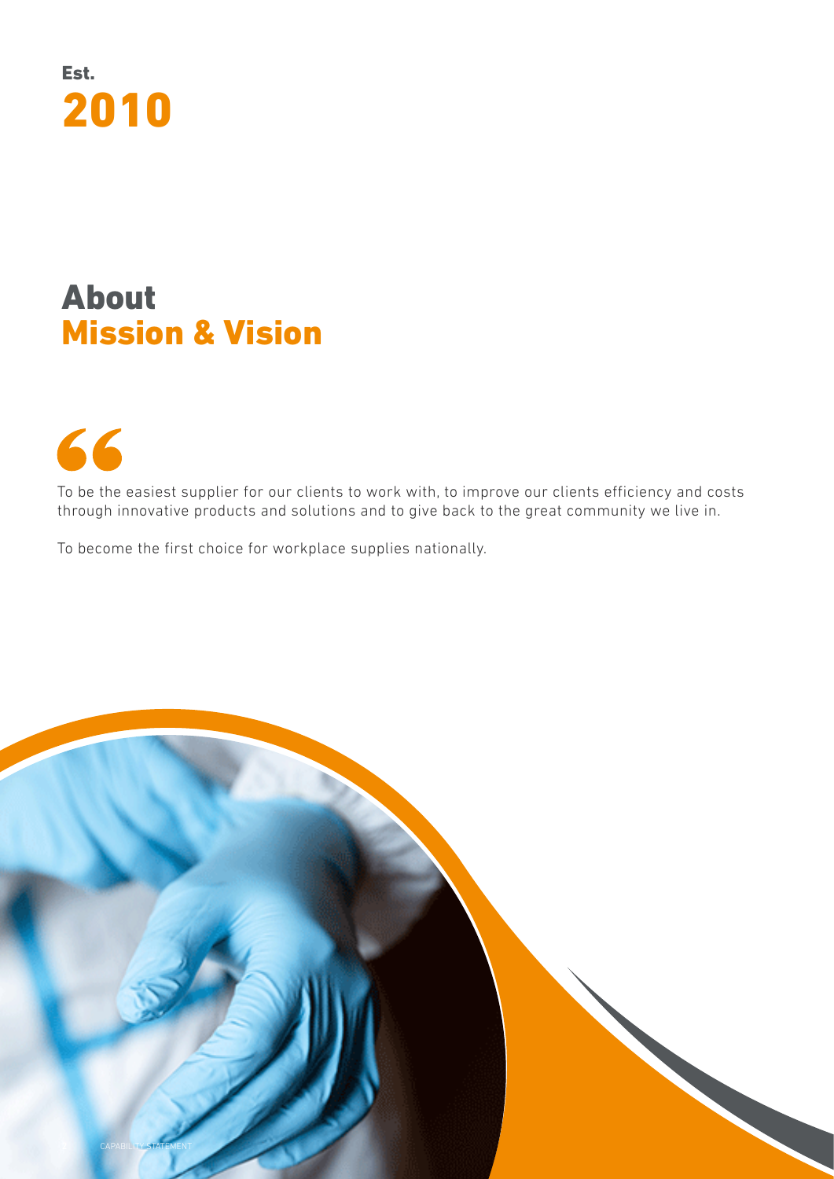Est.
**2010**

# About
# Mission & Vision

"

To be the easiest supplier for our clients to work with, to improve our clients efficiency and costs through innovative products and solutions and to give back to the great community we live in.

To become the first choice for workplace supplies nationally.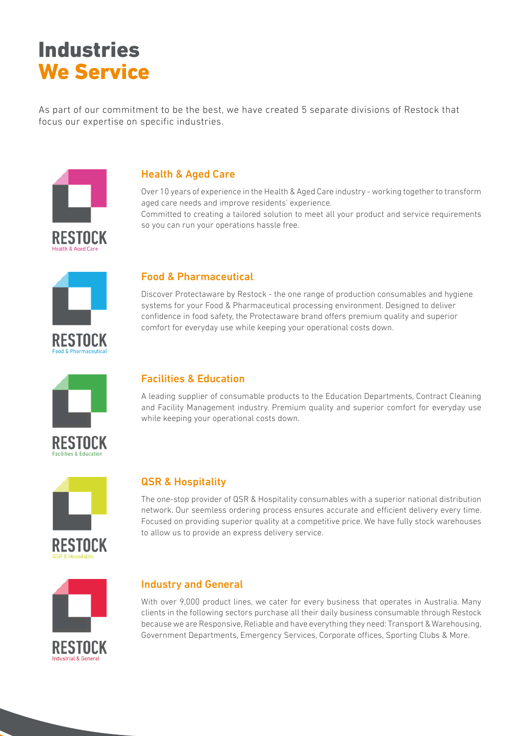# Industries We Service

As part of our commitment to be the best, we have created 5 separate divisions of Restock that focus our expertise on specific industries.

RESTOCK
Health & Aged Care

## Health & Aged Care

Over 10 years of experience in the Health & Aged Care industry - working together to transform aged care needs and improve residents' experience.
Committed to creating a tailored solution to meet all your product and service requirements so you can run your operations hassle free.

RESTOCK
Food & Pharmaceutical

## Food & Pharmaceutical

Discover Protectaware by Restock - the one range of production consumables and hygiene systems for your Food & Pharmaceutical processing environment. Designed to deliver confidence in food safety, the Protectaware brand offers premium quality and superior comfort for everyday use while keeping your operational costs down.

RESTOCK
Facilities & Education

## Facilities & Education

A leading supplier of consumable products to the Education Departments, Contract Cleaning and Facility Management industry. Premium quality and superior comfort for everyday use while keeping your operational costs down.

RESTOCK
QSR & Hospitality

## QSR & Hospitality

The one-stop provider of QSR & Hospitality consumables with a superior national distribution network. Our seemless ordering process ensures accurate and efficient delivery every time. Focused on providing superior quality at a competitive price. We have fully stock warehouses to allow us to provide an express delivery service.

RESTOCK
Industrial & General

## Industry and General

With over 9,000 product lines, we cater for every business that operates in Australia. Many clients in the following sectors purchase all their daily business consumable through Restock because we are Responsive, Reliable and have everything they need: Transport & Warehousing, Government Departments, Emergency Services, Corporate offices, Sporting Clubs & More.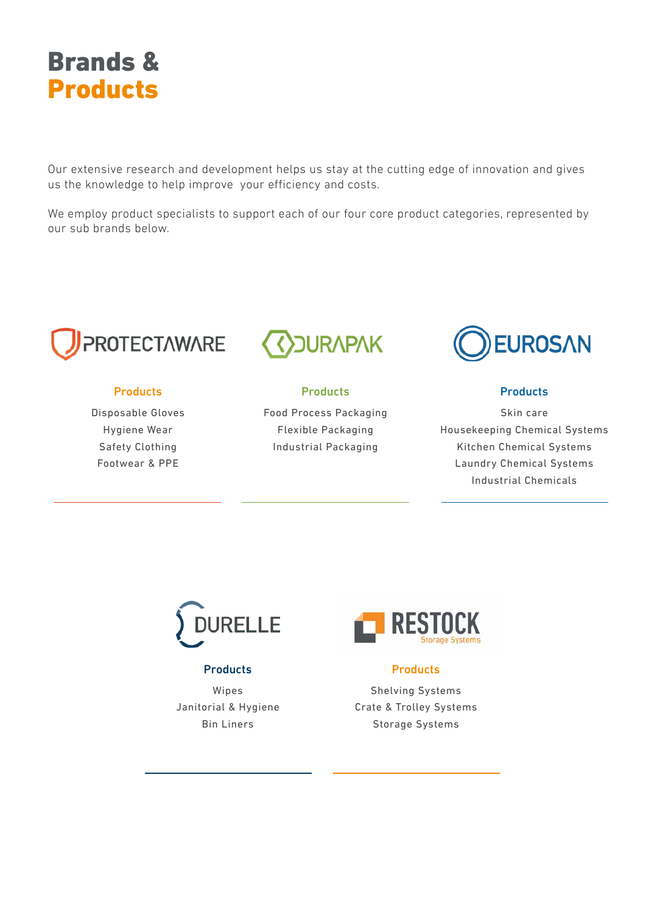# Brands & Products

Our extensive research and development helps us stay at the cutting edge of innovation and gives us the knowledge to help improve your efficiency and costs.

We employ product specialists to support each of our four core product categories, represented by our sub brands below.

## PROTECTAWARE

**Products**

Disposable Gloves
Hygiene Wear
Safety Clothing
Footwear & PPE

## DURAPAK

**Products**

Food Process Packaging
Flexible Packaging
Industrial Packaging

## EUROSAN

**Products**

Skin care
Housekeeping Chemical Systems
Kitchen Chemical Systems
Laundry Chemical Systems
Industrial Chemicals

## DURELLE

**Products**

Wipes
Janitorial & Hygiene
Bin Liners

## RESTOCK Storage Systems

**Products**

Shelving Systems
Crate & Trolley Systems
Storage Systems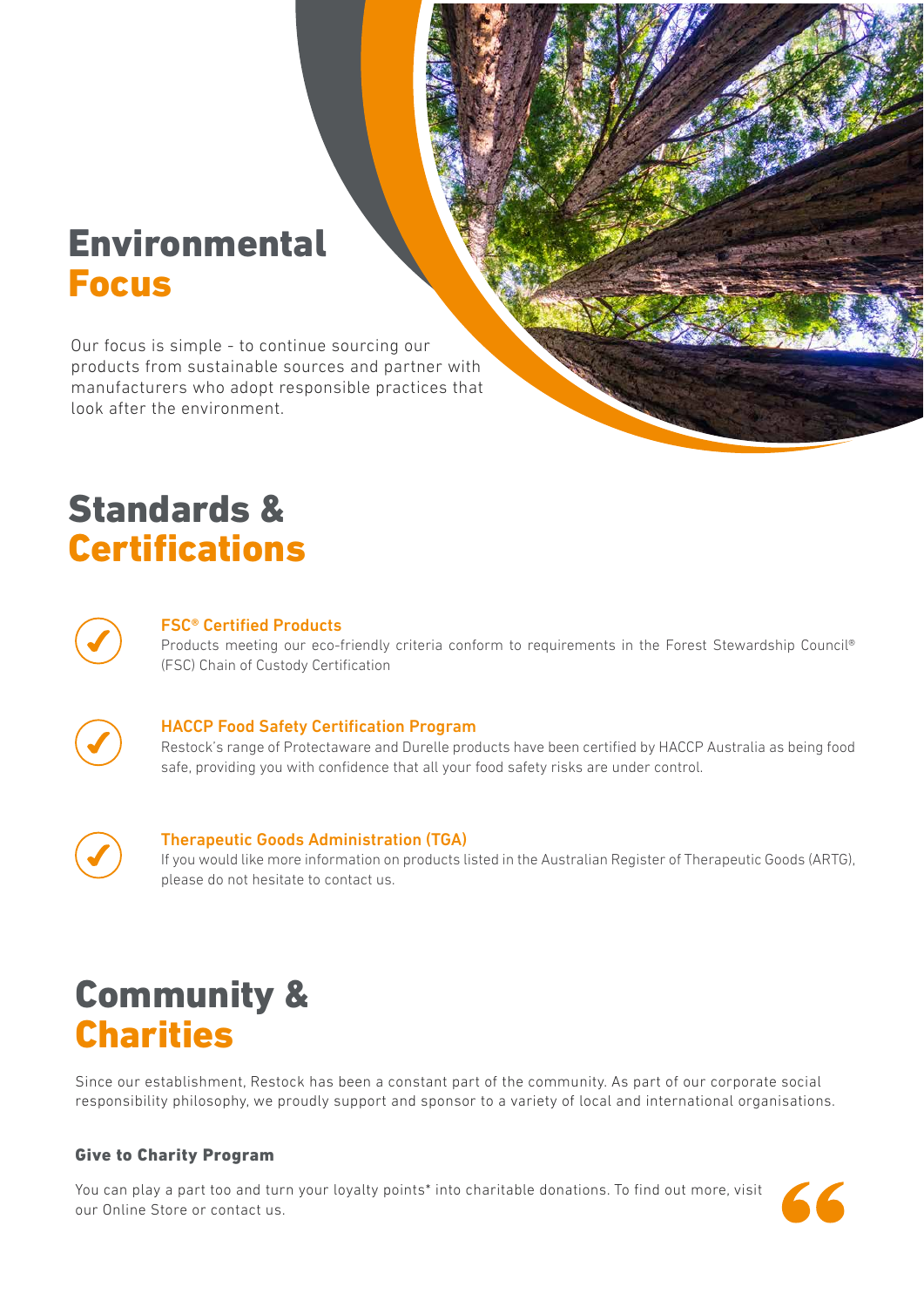# Environmental Focus

Our focus is simple - to continue sourcing our products from sustainable sources and partner with manufacturers who adopt responsible practices that look after the environment.

# Standards & Certifications

### FSC® Certified Products

Products meeting our eco-friendly criteria conform to requirements in the Forest Stewardship Council® (FSC) Chain of Custody Certification

### HACCP Food Safety Certification Program

Restock's range of Protectaware and Durelle products have been certified by HACCP Australia as being food safe, providing you with confidence that all your food safety risks are under control.

### Therapeutic Goods Administration (TGA)

If you would like more information on products listed in the Australian Register of Therapeutic Goods (ARTG), please do not hesitate to contact us.

# Community & Charities

Since our establishment, Restock has been a constant part of the community. As part of our corporate social responsibility philosophy, we proudly support and sponsor to a variety of local and international organisations.

**Give to Charity Program**

You can play a part too and turn your loyalty points* into charitable donations. To find out more, visit our Online Store or contact us.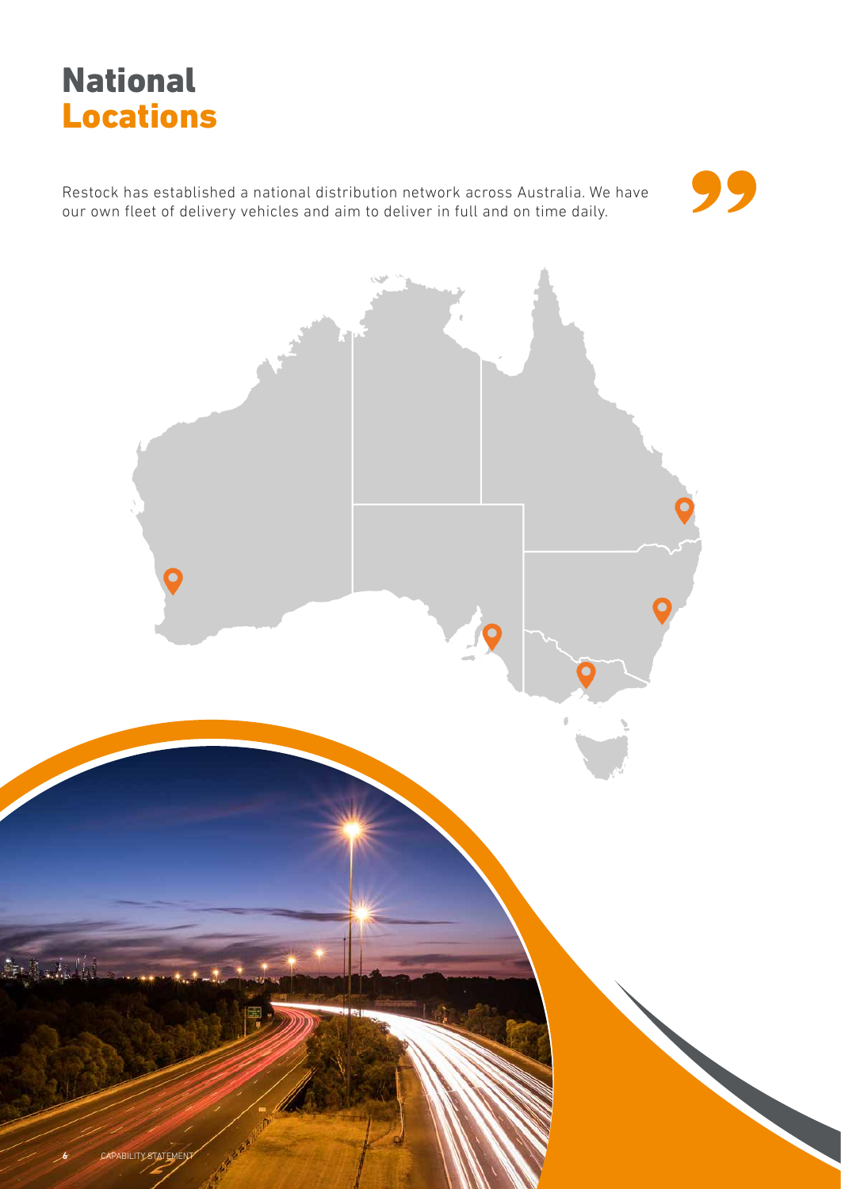# National Locations

Restock has established a national distribution network across Australia. We have our own fleet of delivery vehicles and aim to deliver in full and on time daily.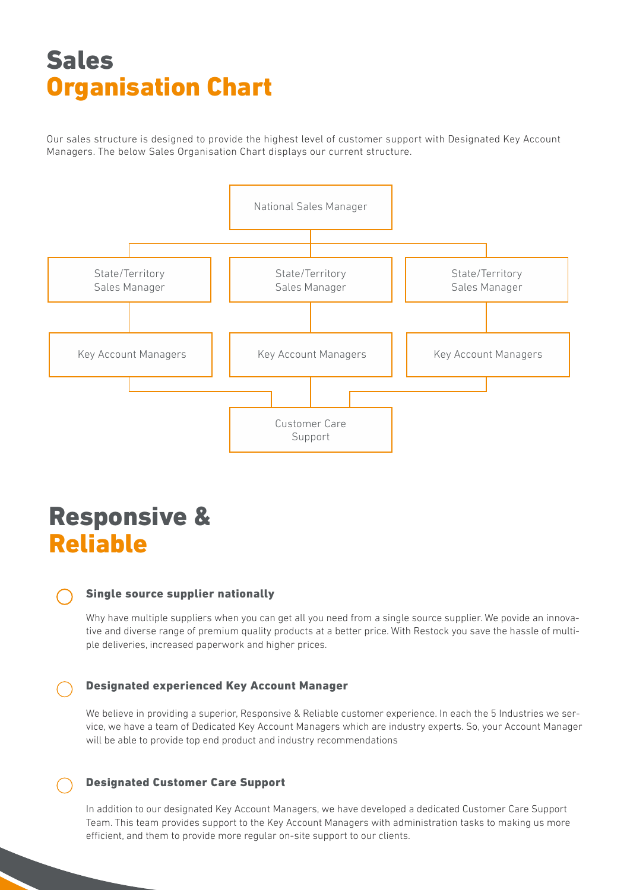# Sales
# Organisation Chart

Our sales structure is designed to provide the highest level of customer support with Designated Key Account Managers. The below Sales Organisation Chart displays our current structure.

National Sales Manager

State/Territory Sales Manager | State/Territory Sales Manager | State/Territory Sales Manager

Key Account Managers | Key Account Managers | Key Account Managers

Customer Care Support

# Responsive &
# Reliable

### Single source supplier nationally

Why have multiple suppliers when you can get all you need from a single source supplier. We povide an innovative and diverse range of premium quality products at a better price. With Restock you save the hassle of multiple deliveries, increased paperwork and higher prices.

### Designated experienced Key Account Manager

We believe in providing a superior, Responsive & Reliable customer experience. In each the 5 Industries we service, we have a team of Dedicated Key Account Managers which are industry experts. So, your Account Manager will be able to provide top end product and industry recommendations

### Designated Customer Care Support

In addition to our designated Key Account Managers, we have developed a dedicated Customer Care Support Team. This team provides support to the Key Account Managers with administration tasks to making us more efficient, and them to provide more regular on-site support to our clients.